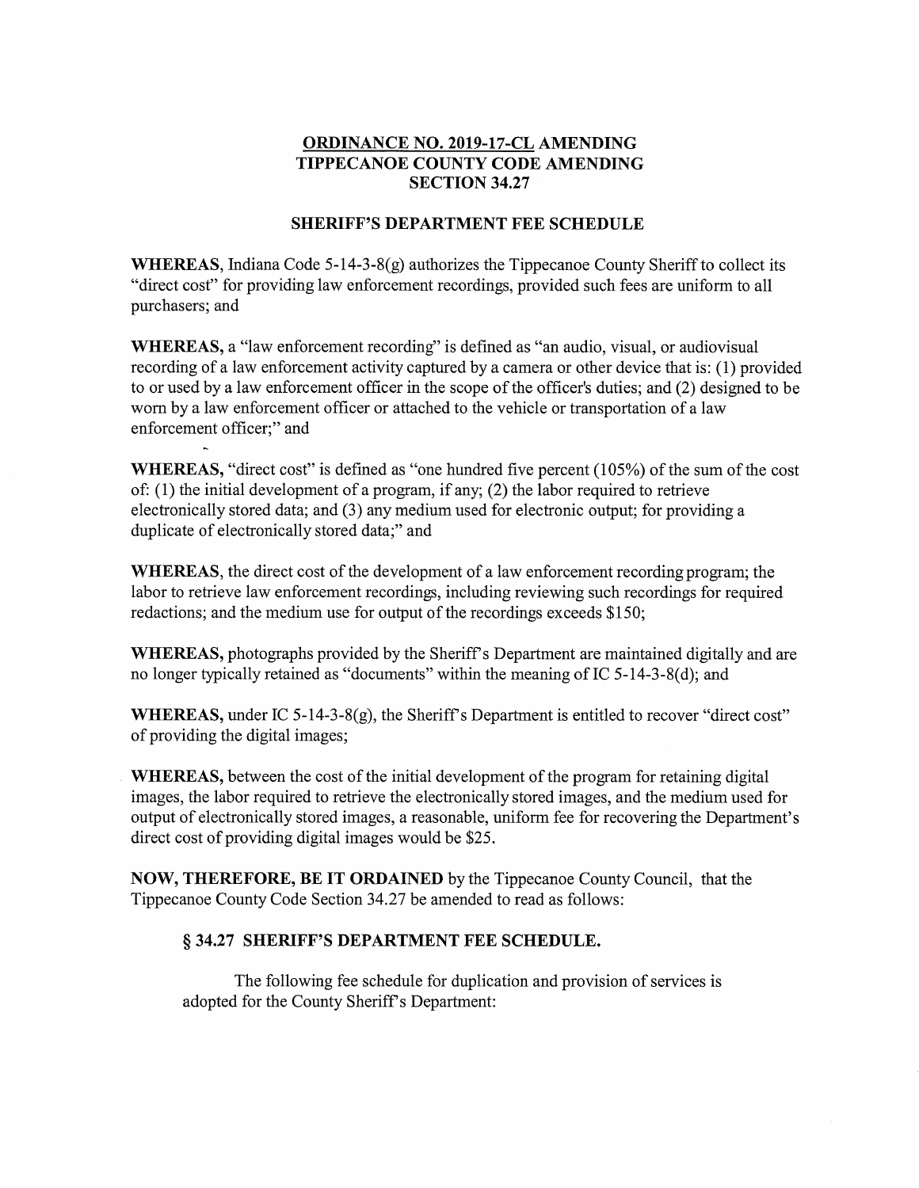# ORDINANCE NO. 2019-17-CL AMENDING TIPPECANOE COUNTY CODE AMENDING SECTION 34.27

## SHERIFF'S DEPARTMENT FEE SCHEDULE

**WHEREAS**, Indiana Code 5-14-3-8(g) authorizes the Tippecanoe County Sheriff to collect its "direct cost" for providing law enforcement recordings, provided such fees are uniform to all purchasers; and

**WHEREAS,** a "law enforcement recording" is defined as "an audio, visual, or audiovisual recording of a law enforcement activity captured by a camera or other device that is: (1) provided to or used by a law enforcement officer in the scope of the officer's duties; and (2) designed to be worn by a law enforcement officer or attached to the vehicle or transportation of a law enforcement officer;" and

**WHEREAS,** "direct cost" is defined as "one hundred five percent (105%) of the sum of the cost of: (1) the initial development of a program, if any; (2) the labor required to retrieve electronically stored data; and (3) any medium used for electronic output; for providing a duplicate of electronically stored data;" and

**WHEREAS**, the direct cost of the development of a law enforcement recording program; the labor to retrieve law enforcement recordings, including reviewing such recordings for required redactions; and the medium use for output of the recordings exceeds $150;

**WHEREAS,** photographs provided by the Sheriff's Department are maintained digitally and are no longer typically retained as "documents" within the meaning of IC 5-14-3-8(d); and

**WHEREAS,** under IC 5-14-3-8(g), the Sheriff's Department is entitled to recover "direct cost" of providing the digital images;

**WHEREAS,** between the cost of the initial development of the program for retaining digital images, the labor required to retrieve the electronically stored images, and the medium used for output of electronically stored images, a reasonable, uniform fee for recovering the Department's direct cost of providing digital images would be $25.

**NOW, THEREFORE, BE IT ORDAINED** by the Tippecanoe County Council, that the Tippecanoe County Code Section 34.27 be amended to read as follows:

### § 34.27 SHERIFF'S DEPARTMENT FEE SCHEDULE.

The following fee schedule for duplication and provision of services is adopted for the County Sheriff's Department: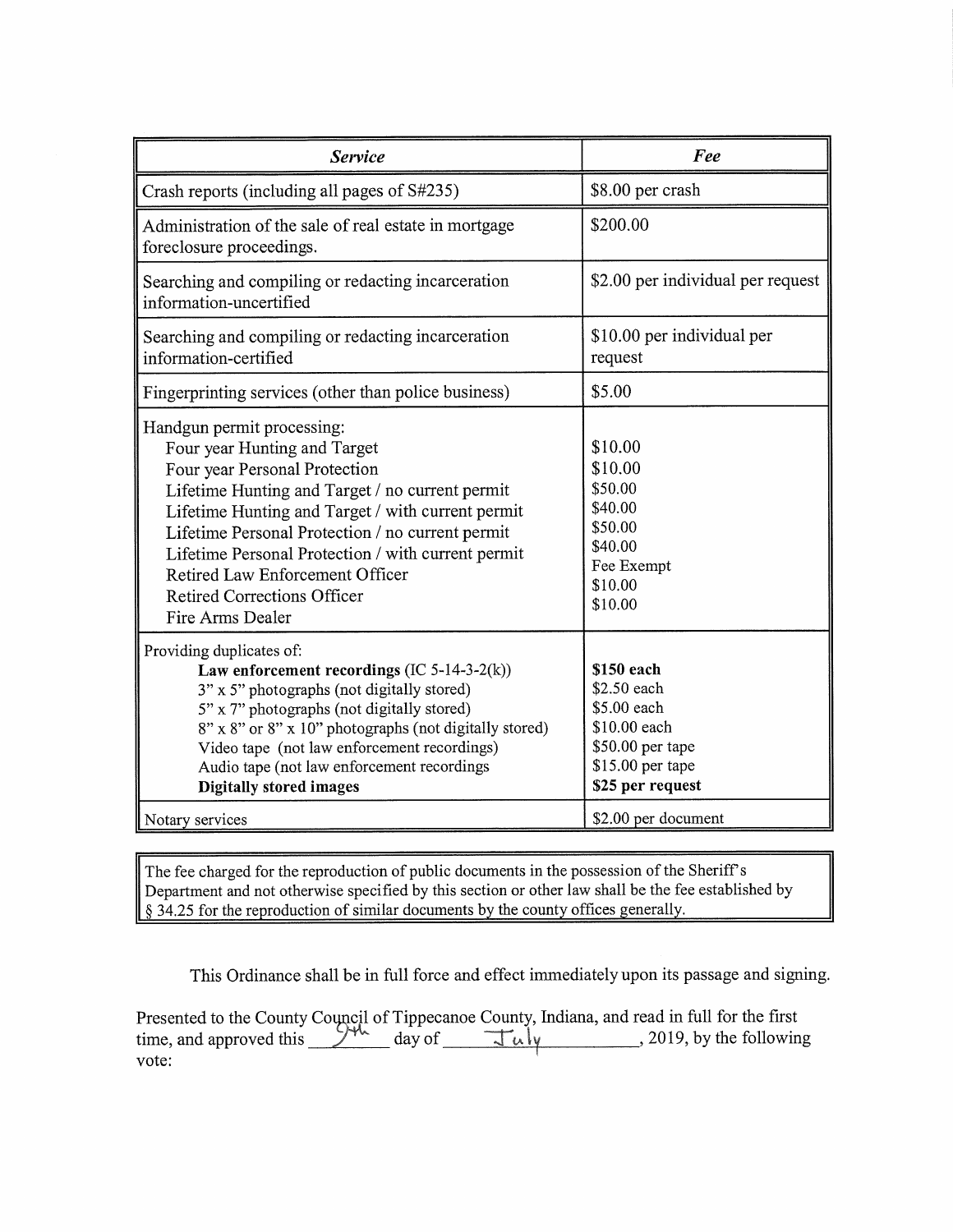| ***Service*** | ***Fee*** |
|---|---|
| Crash reports (including all pages of S#235) | $8.00 per crash |
| Administration of the sale of real estate in mortgage foreclosure proceedings. | $200.00 |
| Searching and compiling or redacting incarceration information-uncertified | $2.00 per individual per request |
| Searching and compiling or redacting incarceration information-certified | $10.00 per individual per request |
| Fingerprinting services (other than police business) | $5.00 |
| Handgun permit processing:<br>Four year Hunting and Target<br>Four year Personal Protection<br>Lifetime Hunting and Target / no current permit<br>Lifetime Hunting and Target / with current permit<br>Lifetime Personal Protection / no current permit<br>Lifetime Personal Protection / with current permit<br>Retired Law Enforcement Officer<br>Retired Corrections Officer<br>Fire Arms Dealer | <br>$10.00<br>$10.00<br>$50.00<br>$40.00<br>$50.00<br>$40.00<br>Fee Exempt<br>$10.00<br>$10.00 |
| Providing duplicates of:<br>**Law enforcement recordings** (IC 5-14-3-2(k))<br>3" x 5" photographs (not digitally stored)<br>5" x 7" photographs (not digitally stored)<br>8" x 8" or 8" x 10" photographs (not digitally stored)<br>Video tape (not law enforcement recordings)<br>Audio tape (not law enforcement recordings<br>**Digitally stored images** | <br>**$150 each**<br>$2.50 each<br>$5.00 each<br>$10.00 each<br>$50.00 per tape<br>$15.00 per tape<br>**$25 per request** |
| Notary services | $2.00 per document |

The fee charged for the reproduction of public documents in the possession of the Sheriff's Department and not otherwise specified by this section or other law shall be the fee established by § 34.25 for the reproduction of similar documents by the county offices generally.

This Ordinance shall be in full force and effect immediately upon its passage and signing.

Presented to the County Council of Tippecanoe County, Indiana, and read in full for the first time, and approved this 9th day of July, 2019, by the following vote: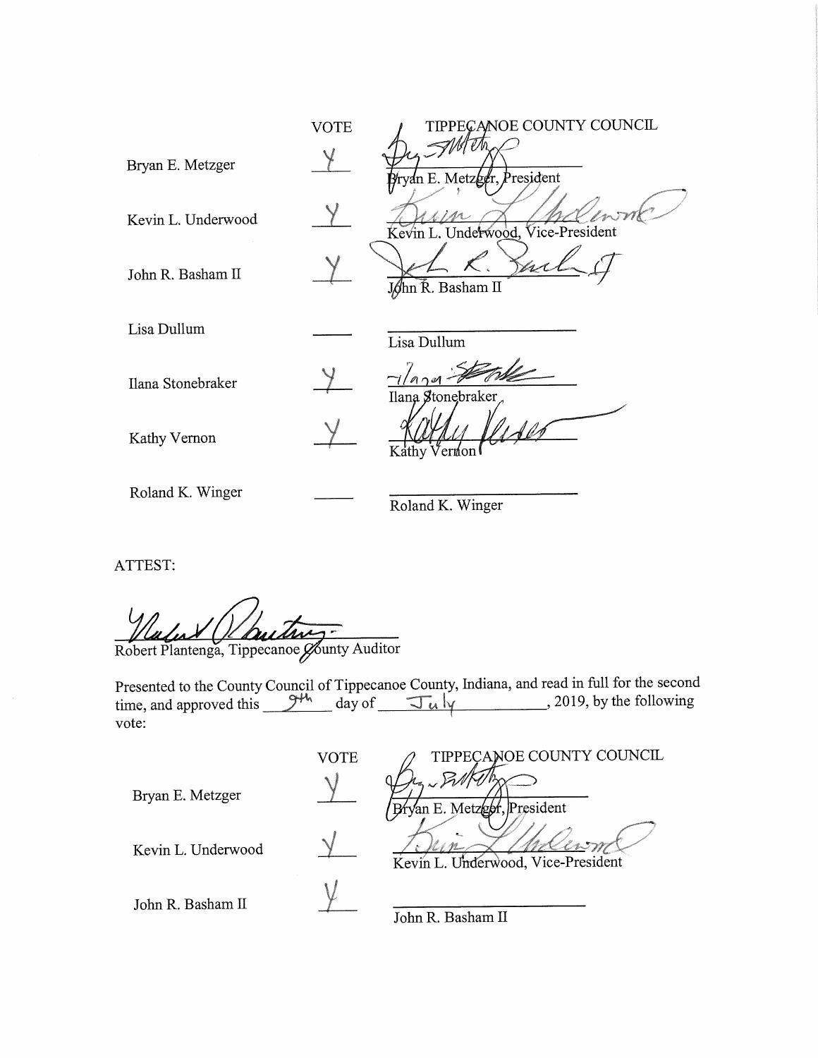| | VOTE | TIPPECANOE COUNTY COUNCIL |
|---|---|---|
| Bryan E. Metzger | Y | Bryan E. Metzger, President |
| Kevin L. Underwood | Y | Kevin L. Underwood, Vice-President |
| John R. Basham II | Y | John R. Basham II |
| Lisa Dullum | | Lisa Dullum |
| Ilana Stonebraker | Y | Ilana Stonebraker |
| Kathy Vernon | Y | Kathy Vernon |
| Roland K. Winger | | Roland K. Winger |

ATTEST:

Robert Plantenga, Tippecanoe County Auditor

Presented to the County Council of Tippecanoe County, Indiana, and read in full for the second time, and approved this 9th day of July, 2019, by the following vote:

| | VOTE | TIPPECANOE COUNTY COUNCIL |
|---|---|---|
| Bryan E. Metzger | Y | Bryan E. Metzger, President |
| Kevin L. Underwood | Y | Kevin L. Underwood, Vice-President |
| John R. Basham II | Y | John R. Basham II |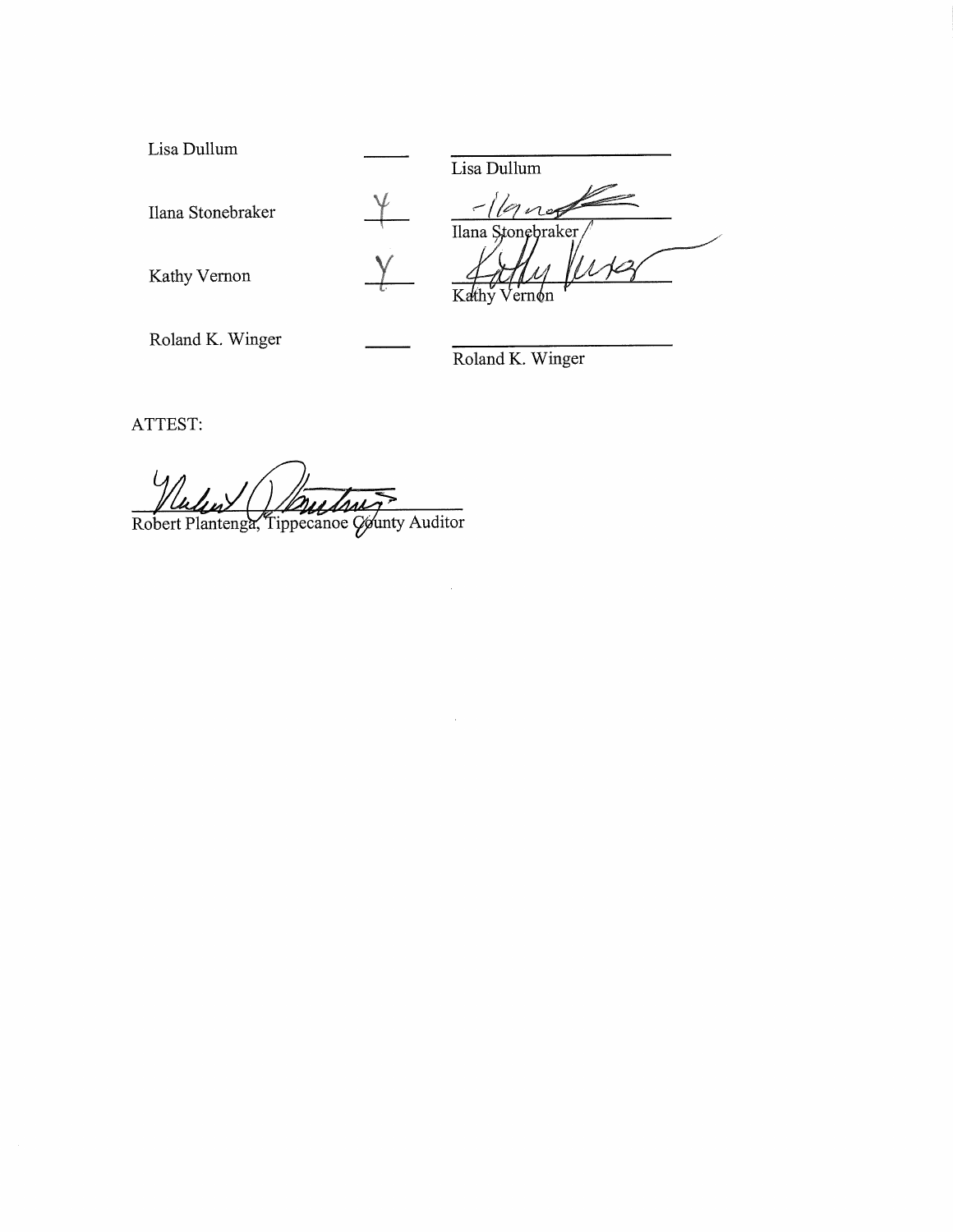| | | |
|---|---|---|
| Lisa Dullum | ____ | ____________________ Lisa Dullum |
| Ilana Stonebraker | Y | ____________________ Ilana Stonebraker |
| Kathy Vernon | Y | ____________________ Kathy Vernon |
| Roland K. Winger | ____ | ____________________ Roland K. Winger |

ATTEST:

____________________
Robert Plantenga, Tippecanoe County Auditor